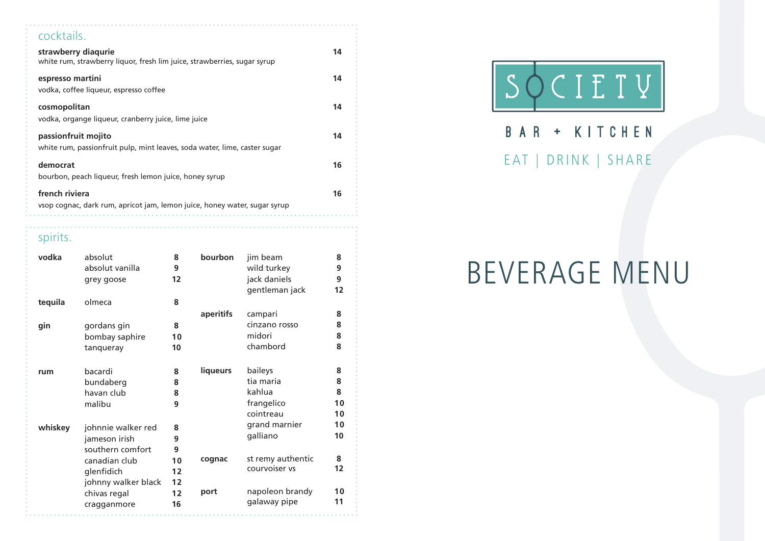# SOCIETY

BAR + KITCHEN

EAT | DRINK | SHARE

# BEVERAGE MENU

## cocktails.

**strawberry diaqurie** — 14
white rum, strawberry liquor, fresh lim juice, strawberries, sugar syrup

**espresso martini** — 14
vodka, coffee liqueur, espresso coffee

**cosmopolitan** — 14
vodka, organge liqueur, cranberry juice, lime juice

**passionfruit mojito** — 14
white rum, passionfruit pulp, mint leaves, soda water, lime, caster sugar

**democrat** — 16
bourbon, peach liqueur, fresh lemon juice, honey syrup

**french riviera** — 16
vsop cognac, dark rum, apricot jam, lemon juice, honey water, sugar syrup

## spirits.

| | | |
|---|---|---|
| **vodka** | absolut | 8 |
| | absolut vanilla | 9 |
| | grey goose | 12 |
| **tequila** | olmeca | 8 |
| **gin** | gordans gin | 8 |
| | bombay saphire | 10 |
| | tanqueray | 10 |
| **rum** | bacardi | 8 |
| | bundaberg | 8 |
| | havan club | 8 |
| | malibu | 9 |
| **whiskey** | johnnie walker red | 8 |
| | jameson irish | 9 |
| | southern comfort | 9 |
| | canadian club | 10 |
| | glenfidich | 12 |
| | johnny walker black | 12 |
| | chivas regal | 12 |
| | cragganmore | 16 |
| **bourbon** | jim beam | 8 |
| | wild turkey | 9 |
| | jack daniels | 9 |
| | gentleman jack | 12 |
| **aperitifs** | campari | 8 |
| | cinzano rosso | 8 |
| | midori | 8 |
| | chambord | 8 |
| **liqueurs** | baileys | 8 |
| | tia maria | 8 |
| | kahlua | 8 |
| | frangelico | 10 |
| | cointreau | 10 |
| | grand marnier | 10 |
| | galliano | 10 |
| **cognac** | st remy authentic | 8 |
| | courvoiser vs | 12 |
| **port** | napoleon brandy | 10 |
| | galaway pipe | 11 |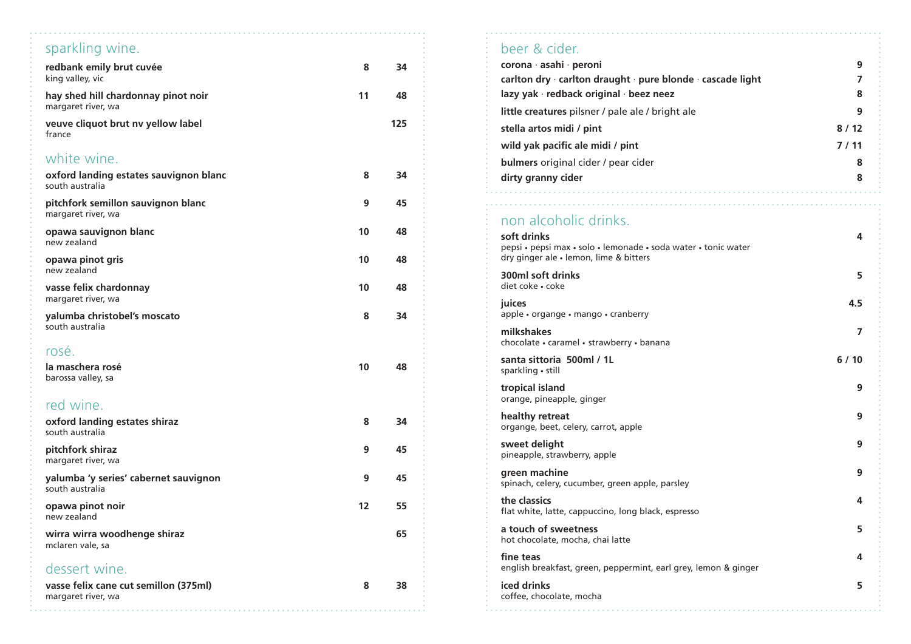## sparkling wine.

| | | |
|---|---|---|
| **redbank emily brut cuvée**<br>king valley, vic | 8 | 34 |
| **hay shed hill chardonnay pinot noir**<br>margaret river, wa | 11 | 48 |
| **veuve cliquot brut nv yellow label**<br>france | | 125 |

## white wine.

| | | |
|---|---|---|
| **oxford landing estates sauvignon blanc**<br>south australia | 8 | 34 |
| **pitchfork semillon sauvignon blanc**<br>margaret river, wa | 9 | 45 |
| **opawa sauvignon blanc**<br>new zealand | 10 | 48 |
| **opawa pinot gris**<br>new zealand | 10 | 48 |
| **vasse felix chardonnay**<br>margaret river, wa | 10 | 48 |
| **yalumba christobel's moscato**<br>south australia | 8 | 34 |

## rosé.

| | | |
|---|---|---|
| **la maschera rosé**<br>barossa valley, sa | 10 | 48 |

## red wine.

| | | |
|---|---|---|
| **oxford landing estates shiraz**<br>south australia | 8 | 34 |
| **pitchfork shiraz**<br>margaret river, wa | 9 | 45 |
| **yalumba 'y series' cabernet sauvignon**<br>south australia | 9 | 45 |
| **opawa pinot noir**<br>new zealand | 12 | 55 |
| **wirra wirra woodhenge shiraz**<br>mclaren vale, sa | | 65 |

## dessert wine.

| | | |
|---|---|---|
| **vasse felix cane cut semillon (375ml)**<br>margaret river, wa | 8 | 38 |

## beer & cider.

| | |
|---|---|
| **corona** · **asahi** · **peroni** | 9 |
| **carlton dry** · **carlton draught** · **pure blonde** · **cascade light** | 7 |
| **lazy yak** · **redback original** · **beez neez** | 8 |
| **little creatures** pilsner / pale ale / bright ale | 9 |
| **stella artos midi / pint** | 8 / 12 |
| **wild yak pacific ale midi / pint** | 7 / 11 |
| **bulmers** original cider / pear cider | 8 |
| **dirty granny cider** | 8 |

## non alcoholic drinks.

| | |
|---|---|
| **soft drinks**<br>pepsi • pepsi max • solo • lemonade • soda water • tonic water<br>dry ginger ale • lemon, lime & bitters | 4 |
| **300ml soft drinks**<br>diet coke • coke | 5 |
| **juices**<br>apple • organge • mango • cranberry | 4.5 |
| **milkshakes**<br>chocolate • caramel • strawberry • banana | 7 |
| **santa sittoria 500ml / 1L**<br>sparkling • still | 6 / 10 |
| **tropical island**<br>orange, pineapple, ginger | 9 |
| **healthy retreat**<br>organge, beet, celery, carrot, apple | 9 |
| **sweet delight**<br>pineapple, strawberry, apple | 9 |
| **green machine**<br>spinach, celery, cucumber, green apple, parsley | 9 |
| **the classics**<br>flat white, latte, cappuccino, long black, espresso | 4 |
| **a touch of sweetness**<br>hot chocolate, mocha, chai latte | 5 |
| **fine teas**<br>english breakfast, green, peppermint, earl grey, lemon & ginger | 4 |
| **iced drinks**<br>coffee, chocolate, mocha | 5 |